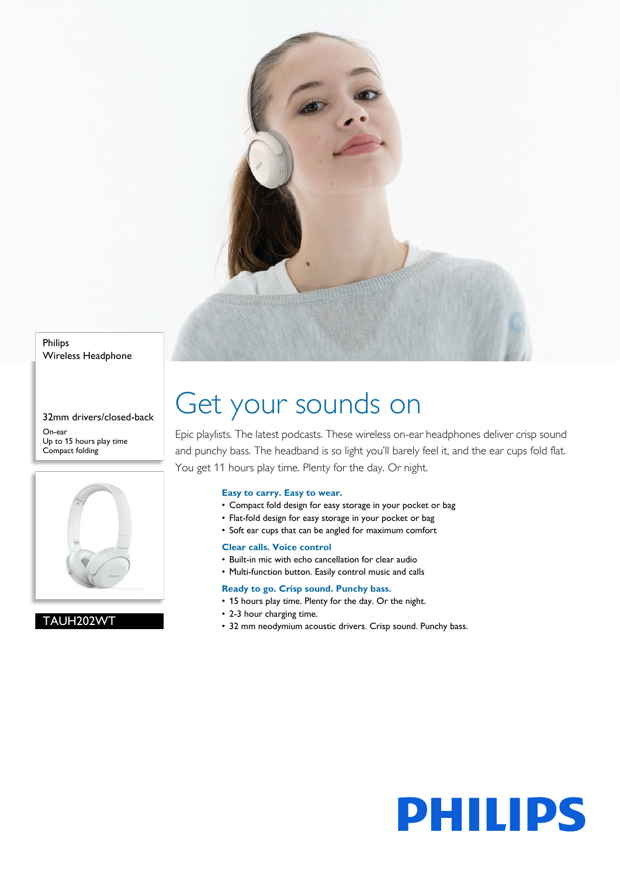Philips
Wireless Headphone

32mm drivers/closed-back

On-ear
Up to 15 hours play time
Compact folding

TAUH202WT

# Get your sounds on

Epic playlists. The latest podcasts. These wireless on-ear headphones deliver crisp sound and punchy bass. The headband is so light you'll barely feel it, and the ear cups fold flat. You get 11 hours play time. Plenty for the day. Or night.

### Easy to carry. Easy to wear.

- Compact fold design for easy storage in your pocket or bag
- Flat-fold design for easy storage in your pocket or bag
- Soft ear cups that can be angled for maximum comfort

### Clear calls. Voice control

- Built-in mic with echo cancellation for clear audio
- Multi-function button. Easily control music and calls

### Ready to go. Crisp sound. Punchy bass.

- 15 hours play time. Plenty for the day. Or the night.
- 2-3 hour charging time.
- 32 mm neodymium acoustic drivers. Crisp sound. Punchy bass.

PHILIPS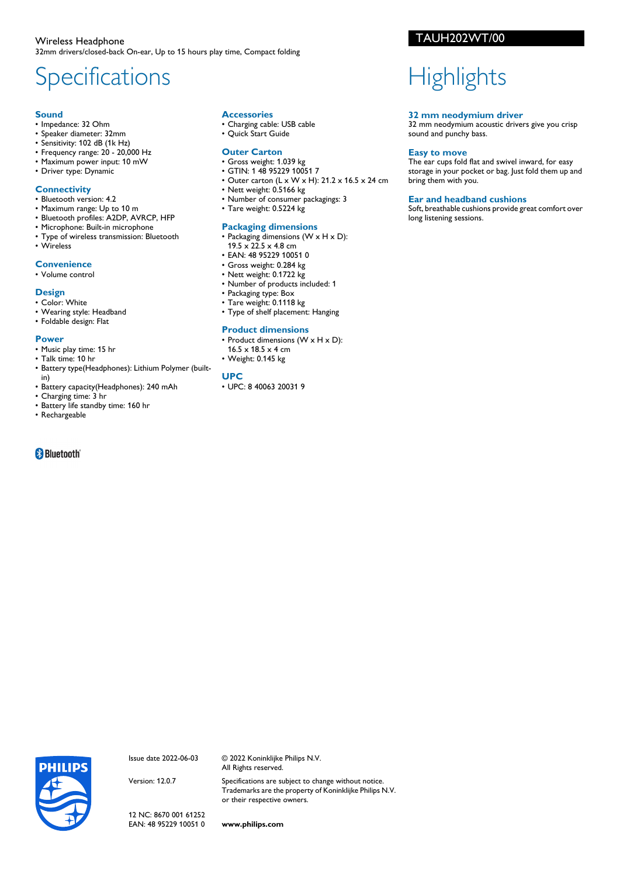Wireless Headphone

32mm drivers/closed-back On-ear, Up to 15 hours play time, Compact folding

TAUH202WT/00

# Specifications

## Sound
- Impedance: 32 Ohm
- Speaker diameter: 32mm
- Sensitivity: 102 dB (1k Hz)
- Frequency range: 20 - 20,000 Hz
- Maximum power input: 10 mW
- Driver type: Dynamic

## Connectivity
- Bluetooth version: 4.2
- Maximum range: Up to 10 m
- Bluetooth profiles: A2DP, AVRCP, HFP
- Microphone: Built-in microphone
- Type of wireless transmission: Bluetooth
- Wireless

## Convenience
- Volume control

## Design
- Color: White
- Wearing style: Headband
- Foldable design: Flat

## Power
- Music play time: 15 hr
- Talk time: 10 hr
- Battery type(Headphones): Lithium Polymer (built-in)
- Battery capacity(Headphones): 240 mAh
- Charging time: 3 hr
- Battery life standby time: 160 hr
- Rechargeable

## Accessories
- Charging cable: USB cable
- Quick Start Guide

## Outer Carton
- Gross weight: 1.039 kg
- GTIN: 1 48 95229 10051 7
- Outer carton (L x W x H): 21.2 x 16.5 x 24 cm
- Nett weight: 0.5166 kg
- Number of consumer packagings: 3
- Tare weight: 0.5224 kg

## Packaging dimensions
- Packaging dimensions (W x H x D): 19.5 x 22.5 x 4.8 cm
- EAN: 48 95229 10051 0
- Gross weight: 0.284 kg
- Nett weight: 0.1722 kg
- Number of products included: 1
- Packaging type: Box
- Tare weight: 0.1118 kg
- Type of shelf placement: Hanging

## Product dimensions
- Product dimensions (W x H x D): 16.5 x 18.5 x 4 cm
- Weight: 0.145 kg

## UPC
- UPC: 8 40063 20031 9

Bluetooth

# Highlights

## 32 mm neodymium driver
32 mm neodymium acoustic drivers give you crisp sound and punchy bass.

## Easy to move
The ear cups fold flat and swivel inward, for easy storage in your pocket or bag. Just fold them up and bring them with you.

## Ear and headband cushions
Soft, breathable cushions provide great comfort over long listening sessions.

Issue date 2022-06-03

Version: 12.0.7

12 NC: 8670 001 61252
EAN: 48 95229 10051 0

© 2022 Koninklijke Philips N.V.
All Rights reserved.

Specifications are subject to change without notice. Trademarks are the property of Koninklijke Philips N.V. or their respective owners.

www.philips.com